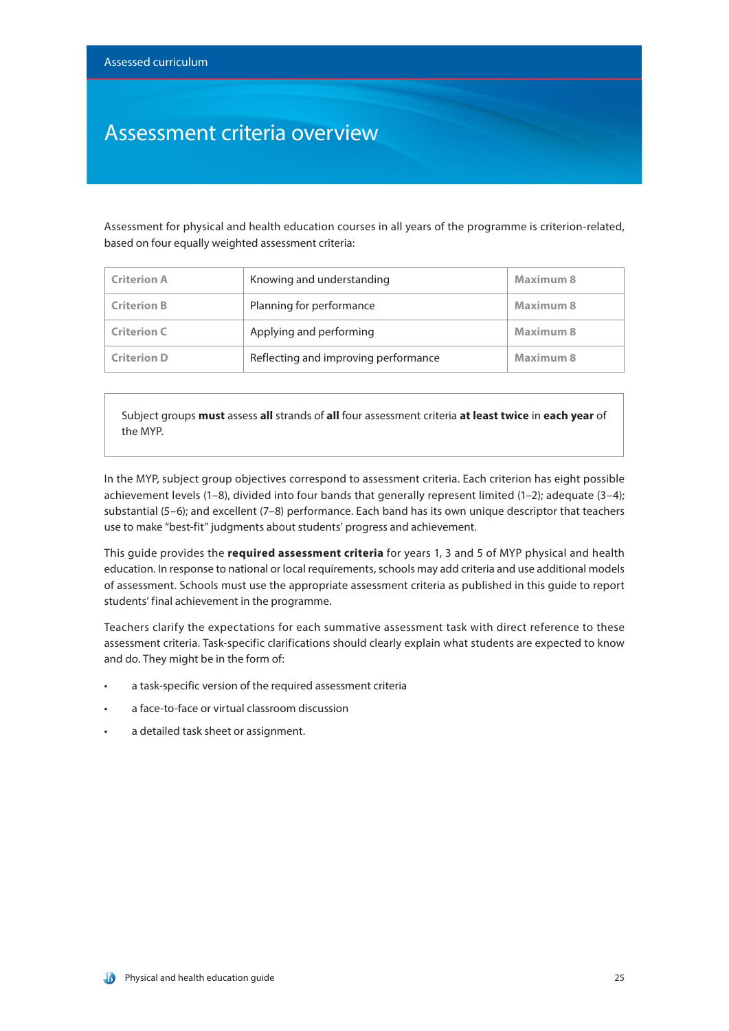# Assessment criteria overview

Assessment for physical and health education courses in all years of the programme is criterion-related, based on four equally weighted assessment criteria:

| Criterion A | Knowing and understanding | Maximum 8 |
|---|---|---|
| Criterion B | Planning for performance | Maximum 8 |
| Criterion C | Applying and performing | Maximum 8 |
| Criterion D | Reflecting and improving performance | Maximum 8 |

Subject groups **must** assess **all** strands of **all** four assessment criteria **at least twice** in **each year** of the MYP.

In the MYP, subject group objectives correspond to assessment criteria. Each criterion has eight possible achievement levels (1–8), divided into four bands that generally represent limited (1–2); adequate (3–4); substantial (5–6); and excellent (7–8) performance. Each band has its own unique descriptor that teachers use to make "best-fit" judgments about students' progress and achievement.

This guide provides the **required assessment criteria** for years 1, 3 and 5 of MYP physical and health education. In response to national or local requirements, schools may add criteria and use additional models of assessment. Schools must use the appropriate assessment criteria as published in this guide to report students' final achievement in the programme.

Teachers clarify the expectations for each summative assessment task with direct reference to these assessment criteria. Task-specific clarifications should clearly explain what students are expected to know and do. They might be in the form of:

- a task-specific version of the required assessment criteria
- a face-to-face or virtual classroom discussion
- a detailed task sheet or assignment.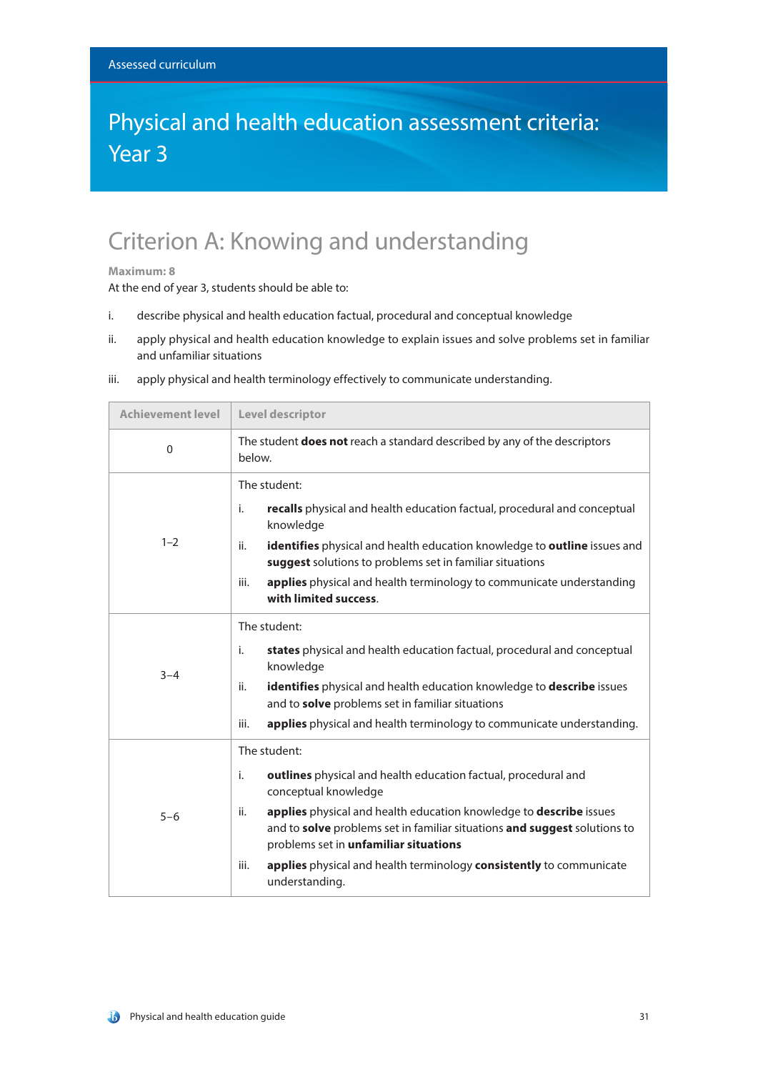Assessed curriculum

# Physical and health education assessment criteria: Year 3

## Criterion A: Knowing and understanding

**Maximum: 8**

At the end of year 3, students should be able to:

i. describe physical and health education factual, procedural and conceptual knowledge

ii. apply physical and health education knowledge to explain issues and solve problems set in familiar and unfamiliar situations

iii. apply physical and health terminology effectively to communicate understanding.

| Achievement level | Level descriptor |
|---|---|
| 0 | The student **does not** reach a standard described by any of the descriptors below. |
| 1–2 | The student:<br>i. **recalls** physical and health education factual, procedural and conceptual knowledge<br>ii. **identifies** physical and health education knowledge to **outline** issues and **suggest** solutions to problems set in familiar situations<br>iii. **applies** physical and health terminology to communicate understanding **with limited success**. |
| 3–4 | The student:<br>i. **states** physical and health education factual, procedural and conceptual knowledge<br>ii. **identifies** physical and health education knowledge to **describe** issues and to **solve** problems set in familiar situations<br>iii. **applies** physical and health terminology to communicate understanding. |
| 5–6 | The student:<br>i. **outlines** physical and health education factual, procedural and conceptual knowledge<br>ii. **applies** physical and health education knowledge to **describe** issues and to **solve** problems set in familiar situations **and suggest** solutions to problems set in **unfamiliar situations**<br>iii. **applies** physical and health terminology **consistently** to communicate understanding. |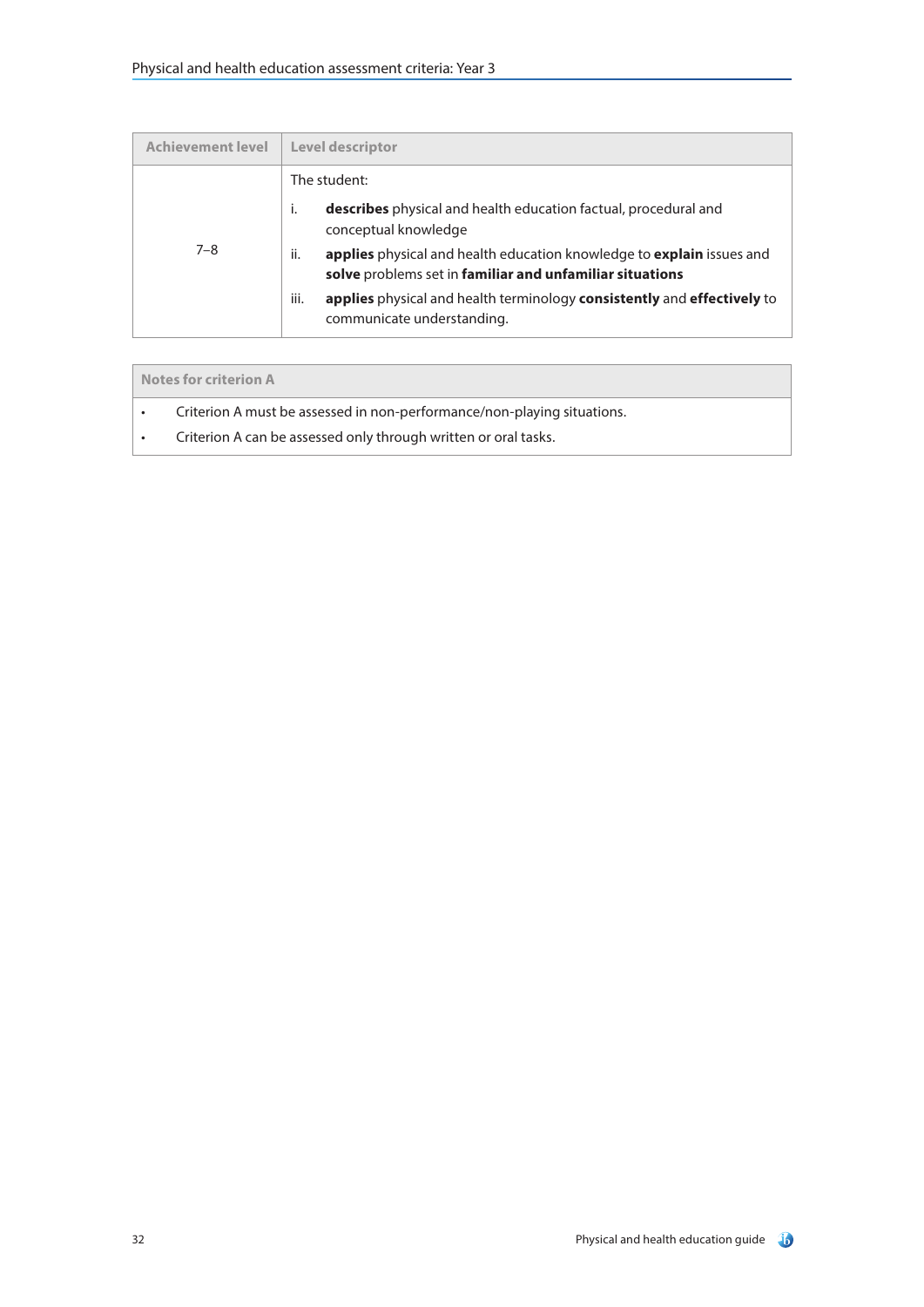| Achievement level | Level descriptor |
| --- | --- |
| 7–8 | The student:<br>i. **describes** physical and health education factual, procedural and conceptual knowledge<br>ii. **applies** physical and health education knowledge to **explain** issues and **solve** problems set in **familiar and unfamiliar situations**<br>iii. **applies** physical and health terminology **consistently** and **effectively** to communicate understanding. |

| Notes for criterion A |
| --- |
| • Criterion A must be assessed in non-performance/non-playing situations.<br>• Criterion A can be assessed only through written or oral tasks. |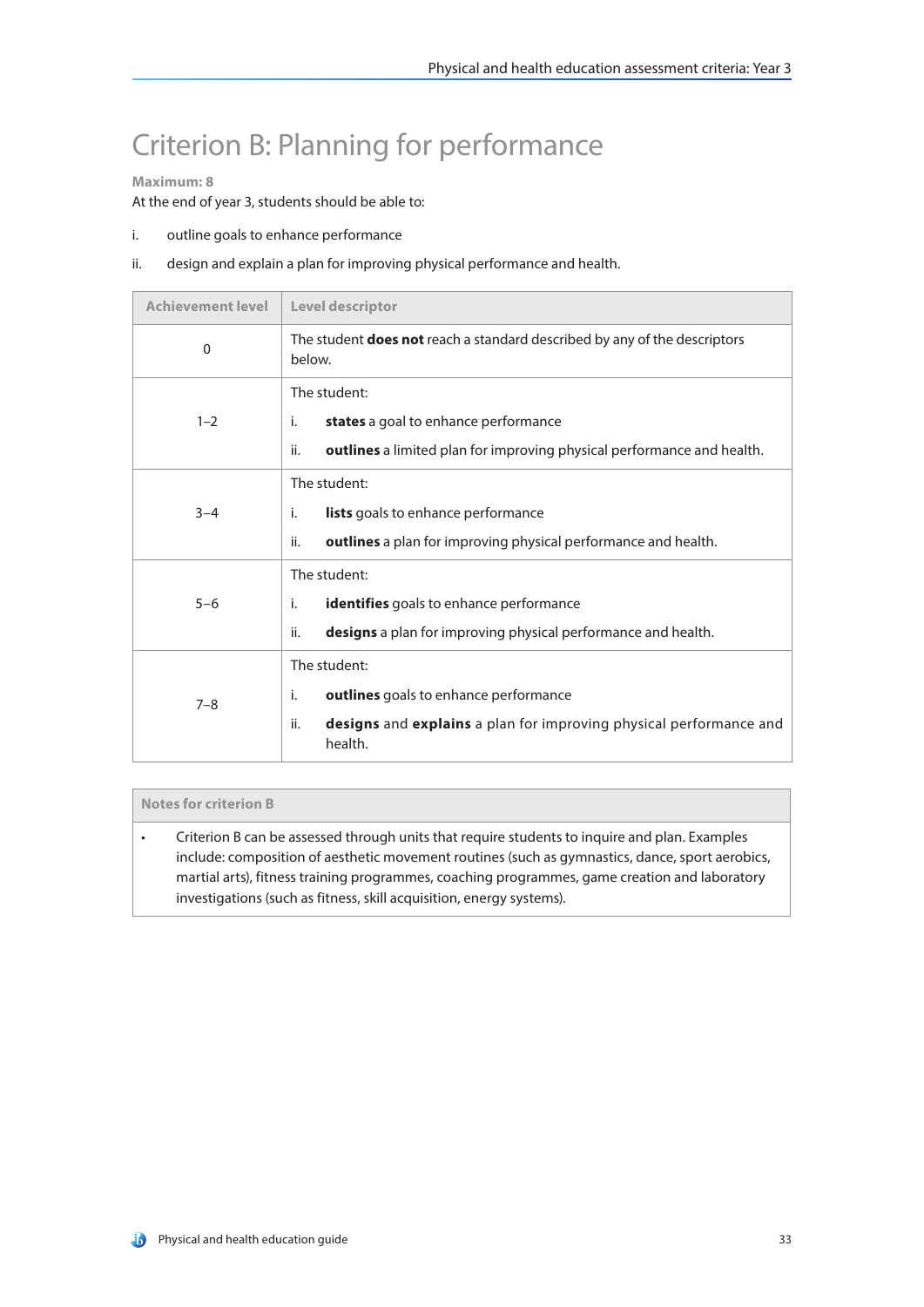# Criterion B: Planning for performance

**Maximum: 8**

At the end of year 3, students should be able to:

i. outline goals to enhance performance

ii. design and explain a plan for improving physical performance and health.

| Achievement level | Level descriptor |
|---|---|
| 0 | The student **does not** reach a standard described by any of the descriptors below. |
| 1–2 | The student:<br>i. **states** a goal to enhance performance<br>ii. **outlines** a limited plan for improving physical performance and health. |
| 3–4 | The student:<br>i. **lists** goals to enhance performance<br>ii. **outlines** a plan for improving physical performance and health. |
| 5–6 | The student:<br>i. **identifies** goals to enhance performance<br>ii. **designs** a plan for improving physical performance and health. |
| 7–8 | The student:<br>i. **outlines** goals to enhance performance<br>ii. **designs** and **explains** a plan for improving physical performance and health. |

| Notes for criterion B |
|---|
| • Criterion B can be assessed through units that require students to inquire and plan. Examples include: composition of aesthetic movement routines (such as gymnastics, dance, sport aerobics, martial arts), fitness training programmes, coaching programmes, game creation and laboratory investigations (such as fitness, skill acquisition, energy systems). |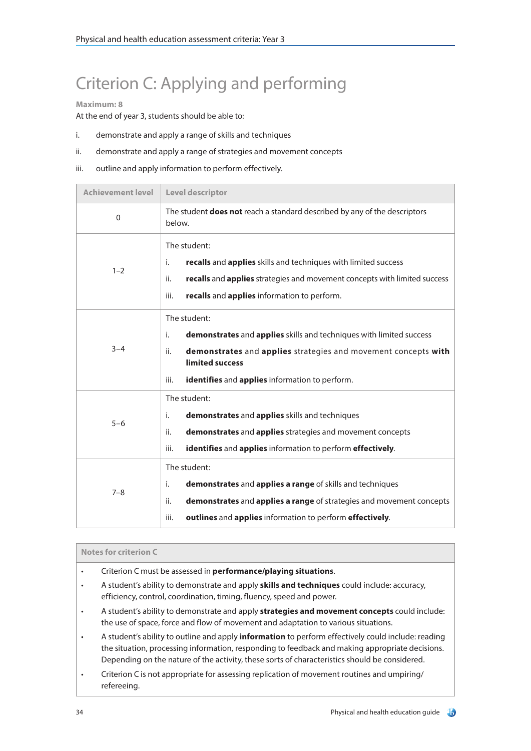# Criterion C: Applying and performing

**Maximum: 8**

At the end of year 3, students should be able to:

i. demonstrate and apply a range of skills and techniques

ii. demonstrate and apply a range of strategies and movement concepts

iii. outline and apply information to perform effectively.

| Achievement level | Level descriptor |
|---|---|
| 0 | The student **does not** reach a standard described by any of the descriptors below. |
| 1–2 | The student:<br>i. **recalls** and **applies** skills and techniques with limited success<br>ii. **recalls** and **applies** strategies and movement concepts with limited success<br>iii. **recalls** and **applies** information to perform. |
| 3–4 | The student:<br>i. **demonstrates** and **applies** skills and techniques with limited success<br>ii. **demonstrates** and **applies** strategies and movement concepts **with limited success**<br>iii. **identifies** and **applies** information to perform. |
| 5–6 | The student:<br>i. **demonstrates** and **applies** skills and techniques<br>ii. **demonstrates** and **applies** strategies and movement concepts<br>iii. **identifies** and **applies** information to perform **effectively**. |
| 7–8 | The student:<br>i. **demonstrates** and **applies a range** of skills and techniques<br>ii. **demonstrates** and **applies a range** of strategies and movement concepts<br>iii. **outlines** and **applies** information to perform **effectively**. |

**Notes for criterion C**

- Criterion C must be assessed in **performance/playing situations**.
- A student's ability to demonstrate and apply **skills and techniques** could include: accuracy, efficiency, control, coordination, timing, fluency, speed and power.
- A student's ability to demonstrate and apply **strategies and movement concepts** could include: the use of space, force and flow of movement and adaptation to various situations.
- A student's ability to outline and apply **information** to perform effectively could include: reading the situation, processing information, responding to feedback and making appropriate decisions. Depending on the nature of the activity, these sorts of characteristics should be considered.
- Criterion C is not appropriate for assessing replication of movement routines and umpiring/refereeing.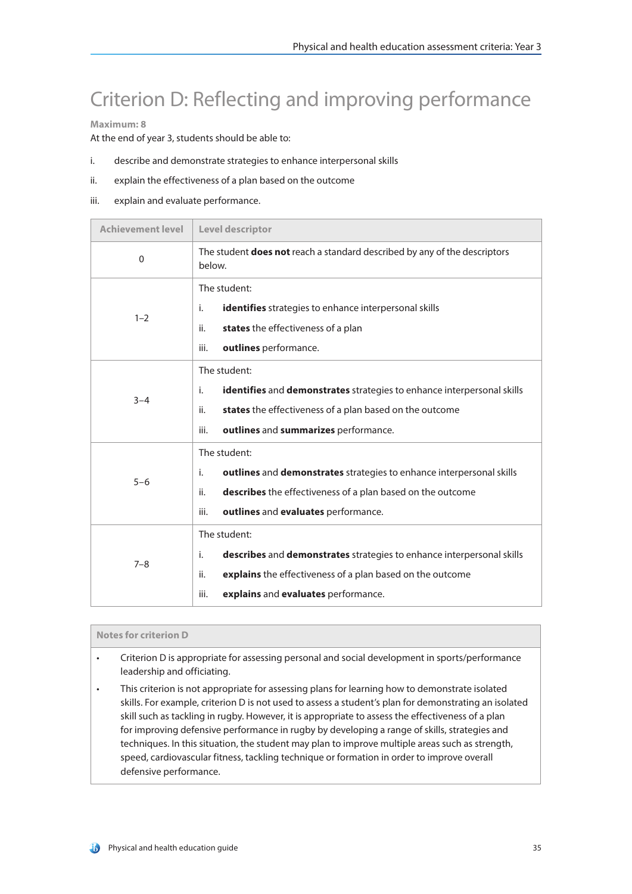# Criterion D: Reflecting and improving performance

**Maximum: 8**

At the end of year 3, students should be able to:

i. describe and demonstrate strategies to enhance interpersonal skills

ii. explain the effectiveness of a plan based on the outcome

iii. explain and evaluate performance.

| Achievement level | Level descriptor |
| --- | --- |
| 0 | The student **does not** reach a standard described by any of the descriptors below. |
| 1–2 | The student:<br>i. **identifies** strategies to enhance interpersonal skills<br>ii. **states** the effectiveness of a plan<br>iii. **outlines** performance. |
| 3–4 | The student:<br>i. **identifies** and **demonstrates** strategies to enhance interpersonal skills<br>ii. **states** the effectiveness of a plan based on the outcome<br>iii. **outlines** and **summarizes** performance. |
| 5–6 | The student:<br>i. **outlines** and **demonstrates** strategies to enhance interpersonal skills<br>ii. **describes** the effectiveness of a plan based on the outcome<br>iii. **outlines** and **evaluates** performance. |
| 7–8 | The student:<br>i. **describes** and **demonstrates** strategies to enhance interpersonal skills<br>ii. **explains** the effectiveness of a plan based on the outcome<br>iii. **explains** and **evaluates** performance. |

**Notes for criterion D**

- Criterion D is appropriate for assessing personal and social development in sports/performance leadership and officiating.
- This criterion is not appropriate for assessing plans for learning how to demonstrate isolated skills. For example, criterion D is not used to assess a student's plan for demonstrating an isolated skill such as tackling in rugby. However, it is appropriate to assess the effectiveness of a plan for improving defensive performance in rugby by developing a range of skills, strategies and techniques. In this situation, the student may plan to improve multiple areas such as strength, speed, cardiovascular fitness, tackling technique or formation in order to improve overall defensive performance.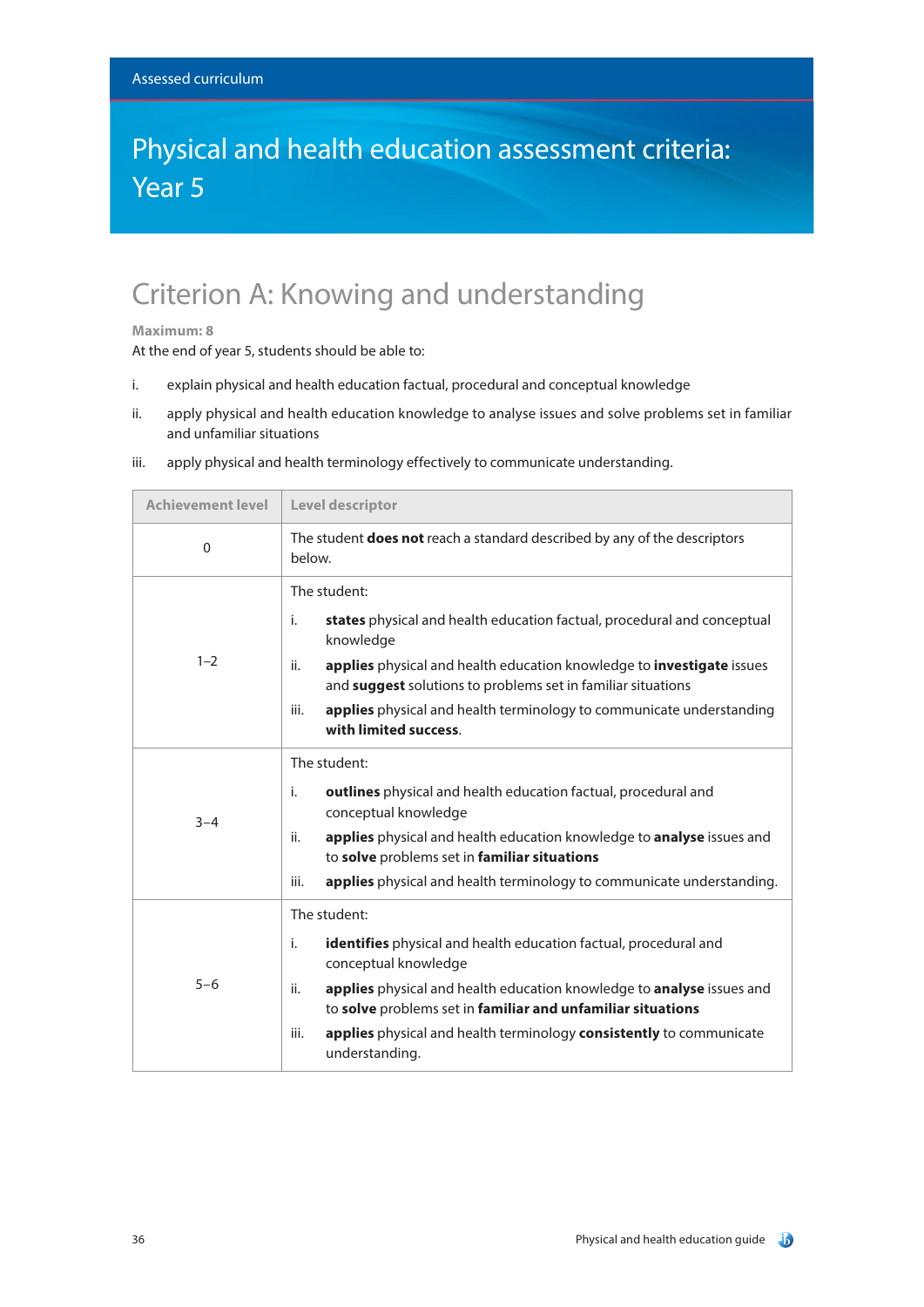Assessed curriculum

# Physical and health education assessment criteria: Year 5

## Criterion A: Knowing and understanding

**Maximum: 8**

At the end of year 5, students should be able to:

i. explain physical and health education factual, procedural and conceptual knowledge

ii. apply physical and health education knowledge to analyse issues and solve problems set in familiar and unfamiliar situations

iii. apply physical and health terminology effectively to communicate understanding.

| Achievement level | Level descriptor |
|---|---|
| 0 | The student **does not** reach a standard described by any of the descriptors below. |
| 1–2 | The student:<br>i. **states** physical and health education factual, procedural and conceptual knowledge<br>ii. **applies** physical and health education knowledge to **investigate** issues and **suggest** solutions to problems set in familiar situations<br>iii. **applies** physical and health terminology to communicate understanding **with limited success**. |
| 3–4 | The student:<br>i. **outlines** physical and health education factual, procedural and conceptual knowledge<br>ii. **applies** physical and health education knowledge to **analyse** issues and to **solve** problems set in **familiar situations**<br>iii. **applies** physical and health terminology to communicate understanding. |
| 5–6 | The student:<br>i. **identifies** physical and health education factual, procedural and conceptual knowledge<br>ii. **applies** physical and health education knowledge to **analyse** issues and to **solve** problems set in **familiar and unfamiliar situations**<br>iii. **applies** physical and health terminology **consistently** to communicate understanding. |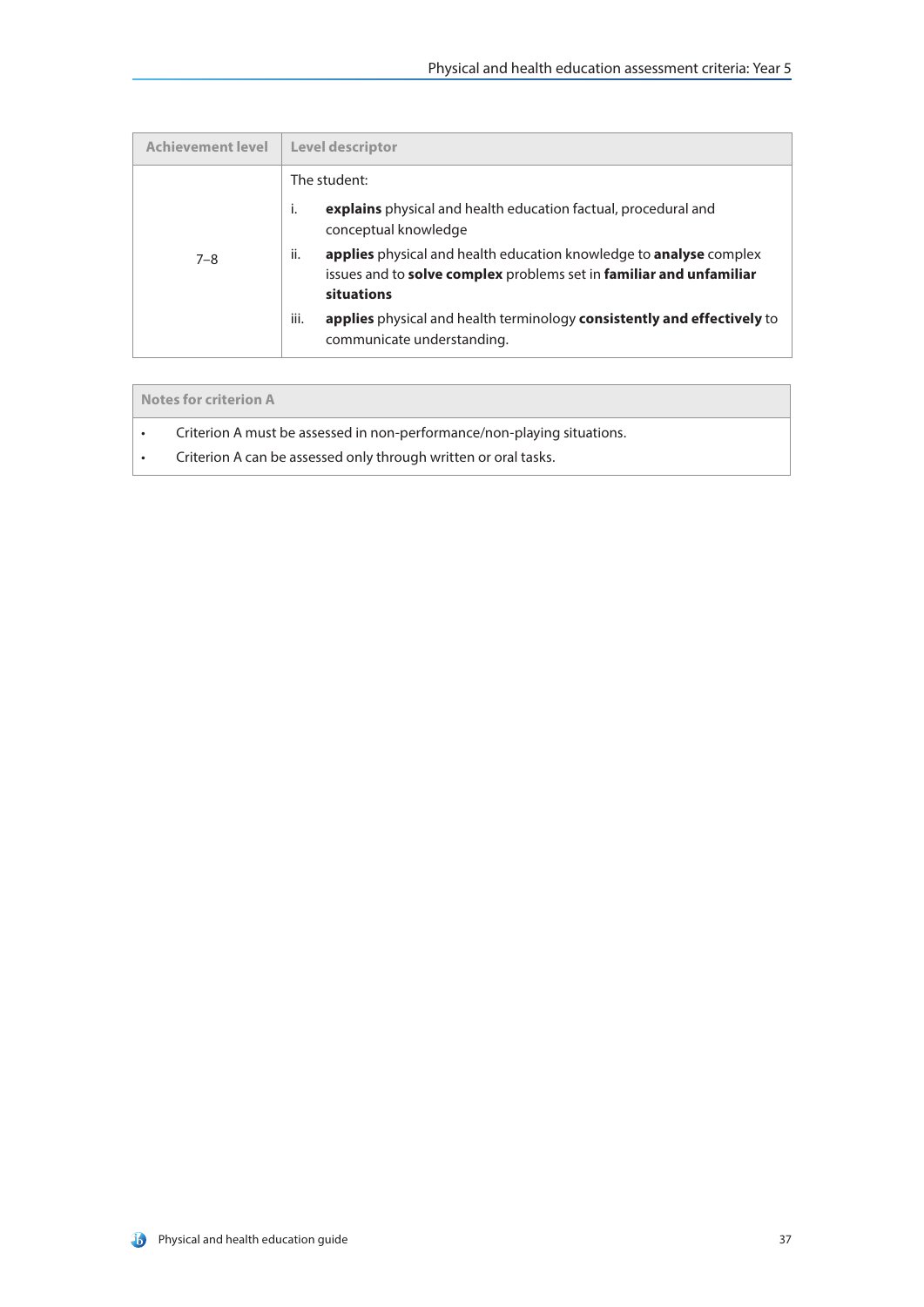| Achievement level | Level descriptor |
| --- | --- |
| 7–8 | The student:<br>i. **explains** physical and health education factual, procedural and conceptual knowledge<br>ii. **applies** physical and health education knowledge to **analyse** complex issues and to **solve complex** problems set in **familiar and unfamiliar situations**<br>iii. **applies** physical and health terminology **consistently and effectively** to communicate understanding. |

| Notes for criterion A |
| --- |
| • Criterion A must be assessed in non-performance/non-playing situations.<br>• Criterion A can be assessed only through written or oral tasks. |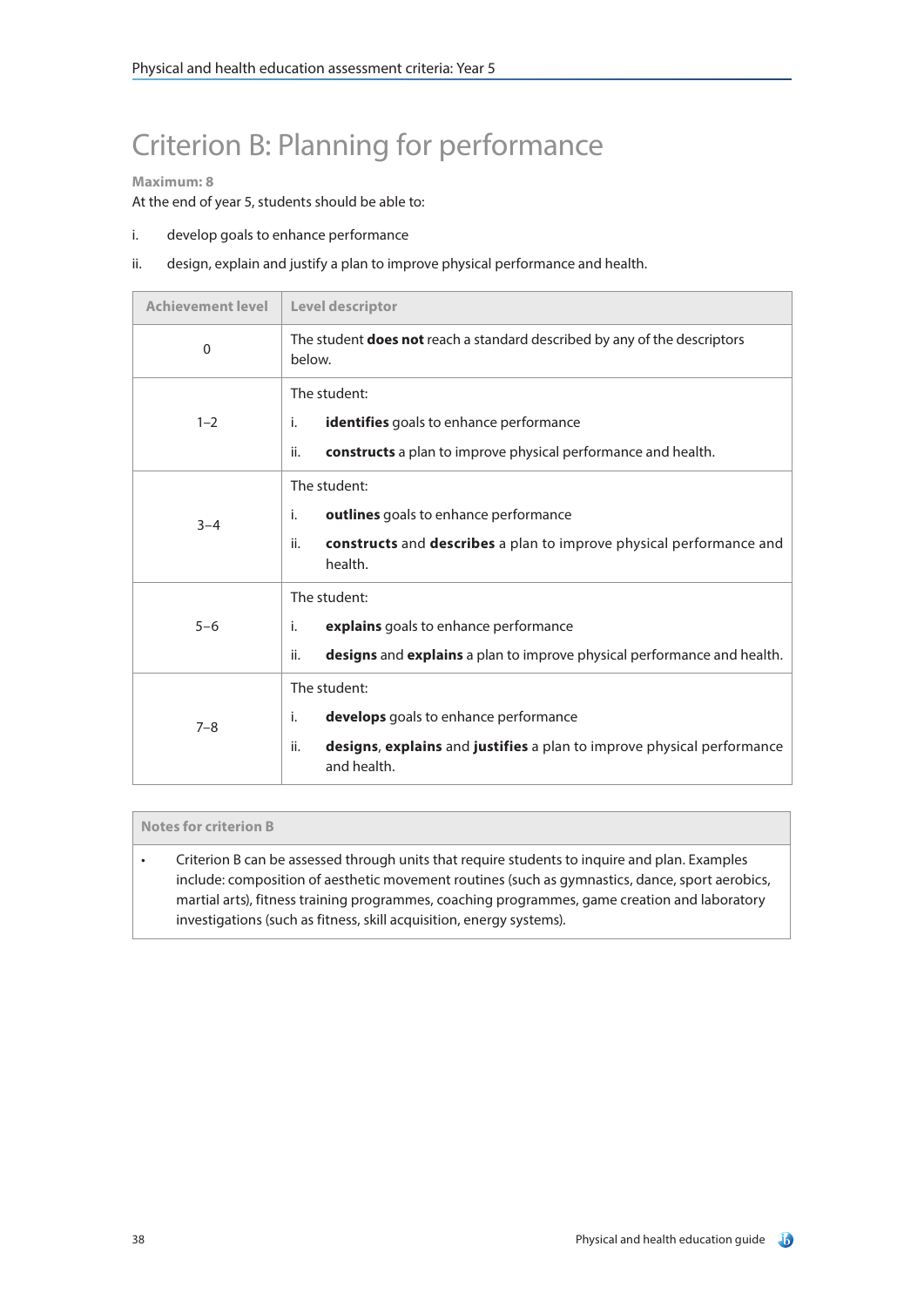# Criterion B: Planning for performance

**Maximum: 8**

At the end of year 5, students should be able to:

i. develop goals to enhance performance

ii. design, explain and justify a plan to improve physical performance and health.

| Achievement level | Level descriptor |
|---|---|
| 0 | The student **does not** reach a standard described by any of the descriptors below. |
| 1–2 | The student:<br>i. **identifies** goals to enhance performance<br>ii. **constructs** a plan to improve physical performance and health. |
| 3–4 | The student:<br>i. **outlines** goals to enhance performance<br>ii. **constructs** and **describes** a plan to improve physical performance and health. |
| 5–6 | The student:<br>i. **explains** goals to enhance performance<br>ii. **designs** and **explains** a plan to improve physical performance and health. |
| 7–8 | The student:<br>i. **develops** goals to enhance performance<br>ii. **designs**, **explains** and **justifies** a plan to improve physical performance and health. |

| Notes for criterion B |
|---|
| • Criterion B can be assessed through units that require students to inquire and plan. Examples include: composition of aesthetic movement routines (such as gymnastics, dance, sport aerobics, martial arts), fitness training programmes, coaching programmes, game creation and laboratory investigations (such as fitness, skill acquisition, energy systems). |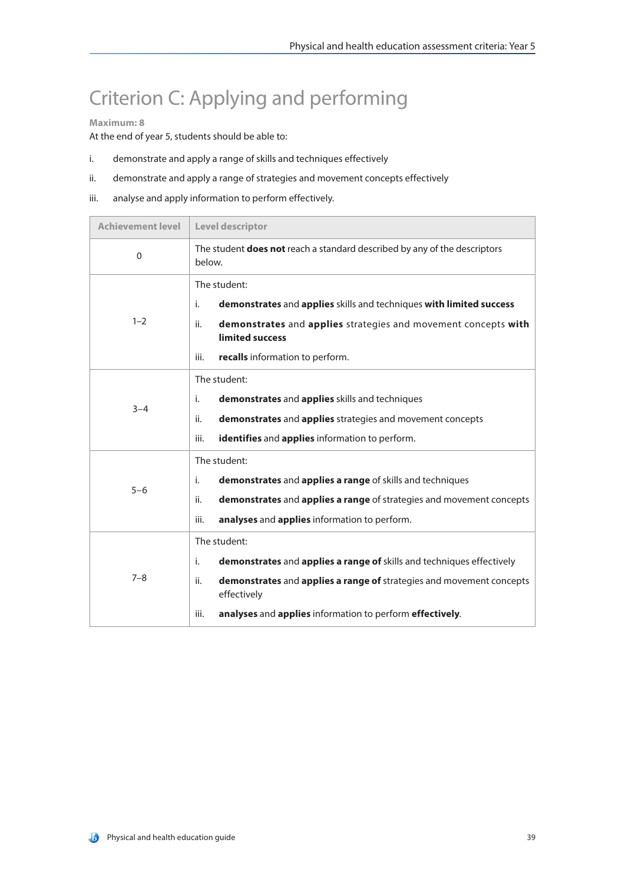# Criterion C: Applying and performing

**Maximum: 8**

At the end of year 5, students should be able to:

i. demonstrate and apply a range of skills and techniques effectively

ii. demonstrate and apply a range of strategies and movement concepts effectively

iii. analyse and apply information to perform effectively.

| Achievement level | Level descriptor |
|---|---|
| 0 | The student **does not** reach a standard described by any of the descriptors below. |
| 1–2 | The student:<br>i. **demonstrates** and **applies** skills and techniques **with limited success**<br>ii. **demonstrates** and **applies** strategies and movement concepts **with limited success**<br>iii. **recalls** information to perform. |
| 3–4 | The student:<br>i. **demonstrates** and **applies** skills and techniques<br>ii. **demonstrates** and **applies** strategies and movement concepts<br>iii. **identifies** and **applies** information to perform. |
| 5–6 | The student:<br>i. **demonstrates** and **applies a range** of skills and techniques<br>ii. **demonstrates** and **applies a range** of strategies and movement concepts<br>iii. **analyses** and **applies** information to perform. |
| 7–8 | The student:<br>i. **demonstrates** and **applies a range of** skills and techniques effectively<br>ii. **demonstrates** and **applies a range of** strategies and movement concepts effectively<br>iii. **analyses** and **applies** information to perform **effectively**. |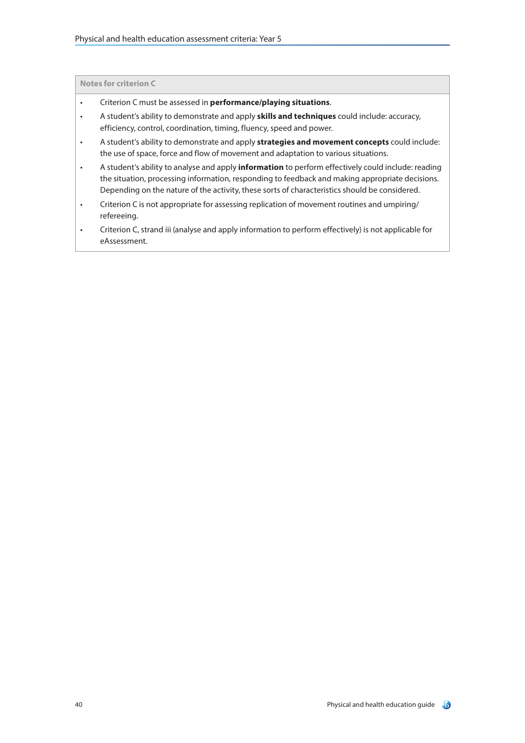**Notes for criterion C**

- Criterion C must be assessed in **performance/playing situations**.
- A student's ability to demonstrate and apply **skills and techniques** could include: accuracy, efficiency, control, coordination, timing, fluency, speed and power.
- A student's ability to demonstrate and apply **strategies and movement concepts** could include: the use of space, force and flow of movement and adaptation to various situations.
- A student's ability to analyse and apply **information** to perform effectively could include: reading the situation, processing information, responding to feedback and making appropriate decisions. Depending on the nature of the activity, these sorts of characteristics should be considered.
- Criterion C is not appropriate for assessing replication of movement routines and umpiring/refereeing.
- Criterion C, strand iii (analyse and apply information to perform effectively) is not applicable for eAssessment.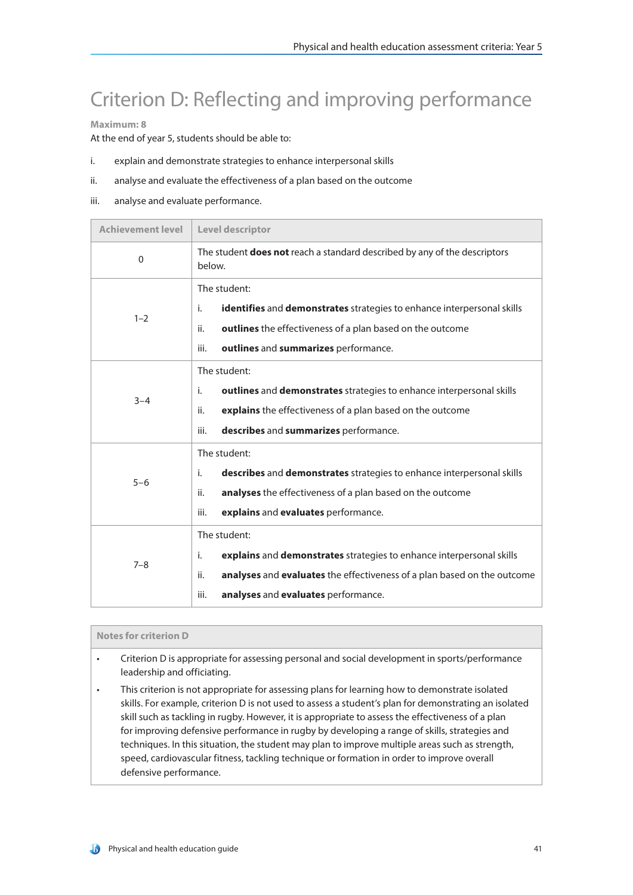# Criterion D: Reflecting and improving performance

**Maximum: 8**

At the end of year 5, students should be able to:

i. explain and demonstrate strategies to enhance interpersonal skills

ii. analyse and evaluate the effectiveness of a plan based on the outcome

iii. analyse and evaluate performance.

| Achievement level | Level descriptor |
|---|---|
| 0 | The student **does not** reach a standard described by any of the descriptors below. |
| 1–2 | The student:<br>i. **identifies** and **demonstrates** strategies to enhance interpersonal skills<br>ii. **outlines** the effectiveness of a plan based on the outcome<br>iii. **outlines** and **summarizes** performance. |
| 3–4 | The student:<br>i. **outlines** and **demonstrates** strategies to enhance interpersonal skills<br>ii. **explains** the effectiveness of a plan based on the outcome<br>iii. **describes** and **summarizes** performance. |
| 5–6 | The student:<br>i. **describes** and **demonstrates** strategies to enhance interpersonal skills<br>ii. **analyses** the effectiveness of a plan based on the outcome<br>iii. **explains** and **evaluates** performance. |
| 7–8 | The student:<br>i. **explains** and **demonstrates** strategies to enhance interpersonal skills<br>ii. **analyses** and **evaluates** the effectiveness of a plan based on the outcome<br>iii. **analyses** and **evaluates** performance. |

**Notes for criterion D**

- Criterion D is appropriate for assessing personal and social development in sports/performance leadership and officiating.
- This criterion is not appropriate for assessing plans for learning how to demonstrate isolated skills. For example, criterion D is not used to assess a student's plan for demonstrating an isolated skill such as tackling in rugby. However, it is appropriate to assess the effectiveness of a plan for improving defensive performance in rugby by developing a range of skills, strategies and techniques. In this situation, the student may plan to improve multiple areas such as strength, speed, cardiovascular fitness, tackling technique or formation in order to improve overall defensive performance.